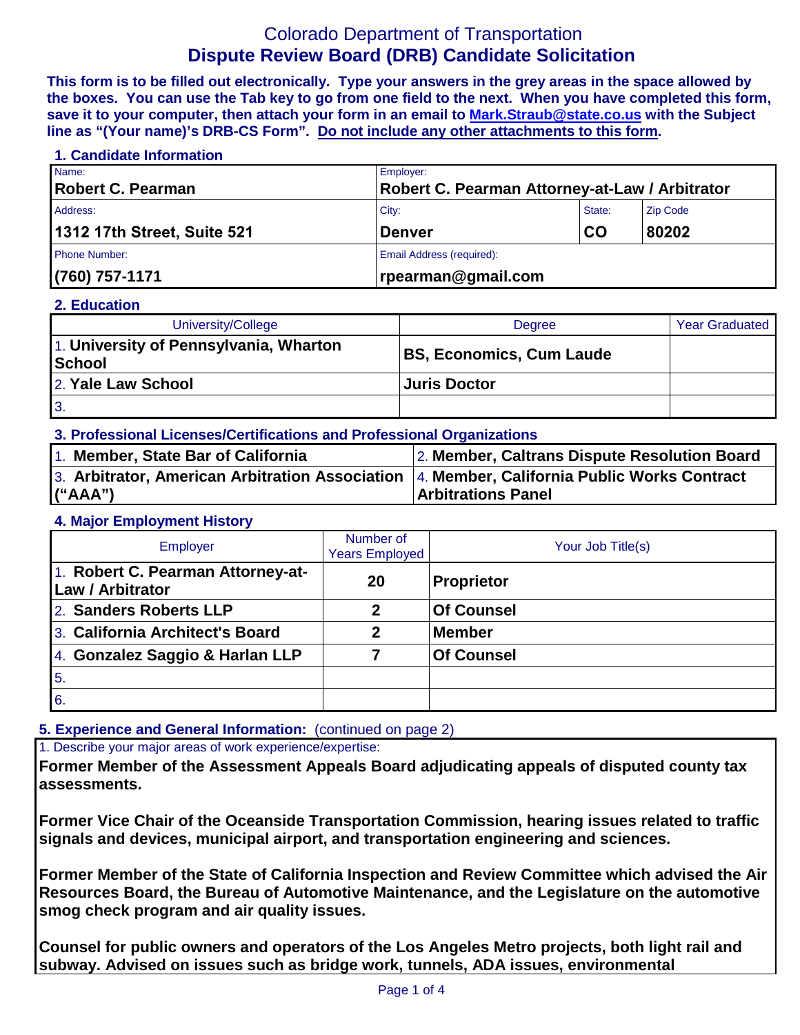# Colorado Department of Transportation
## Dispute Review Board (DRB) Candidate Solicitation

**This form is to be filled out electronically. Type your answers in the grey areas in the space allowed by the boxes. You can use the Tab key to go from one field to the next. When you have completed this form, save it to your computer, then attach your form in an email to Mark.Straub@state.co.us with the Subject line as "(Your name)'s DRB-CS Form". Do not include any other attachments to this form.**

### 1. Candidate Information

| Name: | Employer: | | |
|---|---|---|---|
| **Robert C. Pearman** | **Robert C. Pearman Attorney-at-Law / Arbitrator** | | |
| Address: | City: | State: | Zip Code |
| **1312 17th Street, Suite 521** | **Denver** | **CO** | **80202** |
| Phone Number: | Email Address (required): | | |
| **(760) 757-1171** | **rpearman@gmail.com** | | |

### 2. Education

| University/College | Degree | Year Graduated |
|---|---|---|
| 1. **University of Pennsylvania, Wharton School** | **BS, Economics, Cum Laude** | |
| 2. **Yale Law School** | **Juris Doctor** | |
| 3. | | |

### 3. Professional Licenses/Certifications and Professional Organizations

| | |
|---|---|
| 1. **Member, State Bar of California** | 2. **Member, Caltrans Dispute Resolution Board** |
| 3. **Arbitrator, American Arbitration Association ("AAA")** | 4. **Member, California Public Works Contract Arbitrations Panel** |

### 4. Major Employment History

| Employer | Number of Years Employed | Your Job Title(s) |
|---|---|---|
| 1. **Robert C. Pearman Attorney-at-Law / Arbitrator** | **20** | **Proprietor** |
| 2. **Sanders Roberts LLP** | **2** | **Of Counsel** |
| 3. **California Architect's Board** | **2** | **Member** |
| 4. **Gonzalez Saggio & Harlan LLP** | **7** | **Of Counsel** |
| 5. | | |
| 6. | | |

### 5. Experience and General Information: (continued on page 2)

1. Describe your major areas of work experience/expertise:

**Former Member of the Assessment Appeals Board adjudicating appeals of disputed county tax assessments.**

**Former Vice Chair of the Oceanside Transportation Commission, hearing issues related to traffic signals and devices, municipal airport, and transportation engineering and sciences.**

**Former Member of the State of California Inspection and Review Committee which advised the Air Resources Board, the Bureau of Automotive Maintenance, and the Legislature on the automotive smog check program and air quality issues.**

**Counsel for public owners and operators of the Los Angeles Metro projects, both light rail and subway. Advised on issues such as bridge work, tunnels, ADA issues, environmental**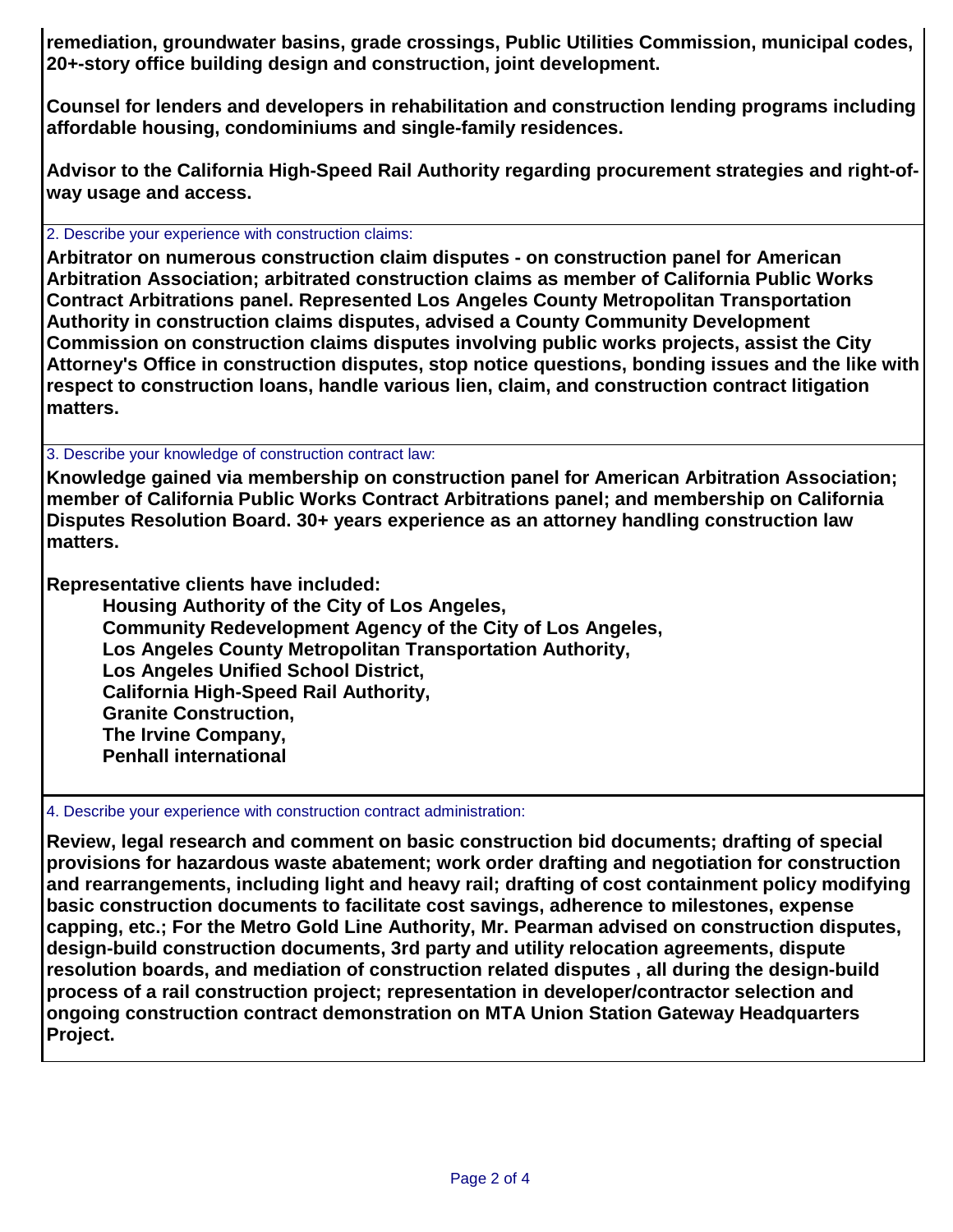**remediation, groundwater basins, grade crossings, Public Utilities Commission, municipal codes, 20+-story office building design and construction, joint development.**

**Counsel for lenders and developers in rehabilitation and construction lending programs including affordable housing, condominiums and single-family residences.**

**Advisor to the California High-Speed Rail Authority regarding procurement strategies and right-of-way usage and access.**

2. Describe your experience with construction claims:

**Arbitrator on numerous construction claim disputes - on construction panel for American Arbitration Association; arbitrated construction claims as member of California Public Works Contract Arbitrations panel. Represented Los Angeles County Metropolitan Transportation Authority in construction claims disputes, advised a County Community Development Commission on construction claims disputes involving public works projects, assist the City Attorney's Office in construction disputes, stop notice questions, bonding issues and the like with respect to construction loans, handle various lien, claim, and construction contract litigation matters.**

3. Describe your knowledge of construction contract law:

**Knowledge gained via membership on construction panel for American Arbitration Association; member of California Public Works Contract Arbitrations panel; and membership on California Disputes Resolution Board. 30+ years experience as an attorney handling construction law matters.**

**Representative clients have included:**

- **Housing Authority of the City of Los Angeles,**
- **Community Redevelopment Agency of the City of Los Angeles,**
- **Los Angeles County Metropolitan Transportation Authority,**
- **Los Angeles Unified School District,**
- **California High-Speed Rail Authority,**
- **Granite Construction,**
- **The Irvine Company,**
- **Penhall international**

4. Describe your experience with construction contract administration:

**Review, legal research and comment on basic construction bid documents; drafting of special provisions for hazardous waste abatement; work order drafting and negotiation for construction and rearrangements, including light and heavy rail; drafting of cost containment policy modifying basic construction documents to facilitate cost savings, adherence to milestones, expense capping, etc.; For the Metro Gold Line Authority, Mr. Pearman advised on construction disputes, design-build construction documents, 3rd party and utility relocation agreements, dispute resolution boards, and mediation of construction related disputes , all during the design-build process of a rail construction project; representation in developer/contractor selection and ongoing construction contract demonstration on MTA Union Station Gateway Headquarters Project.**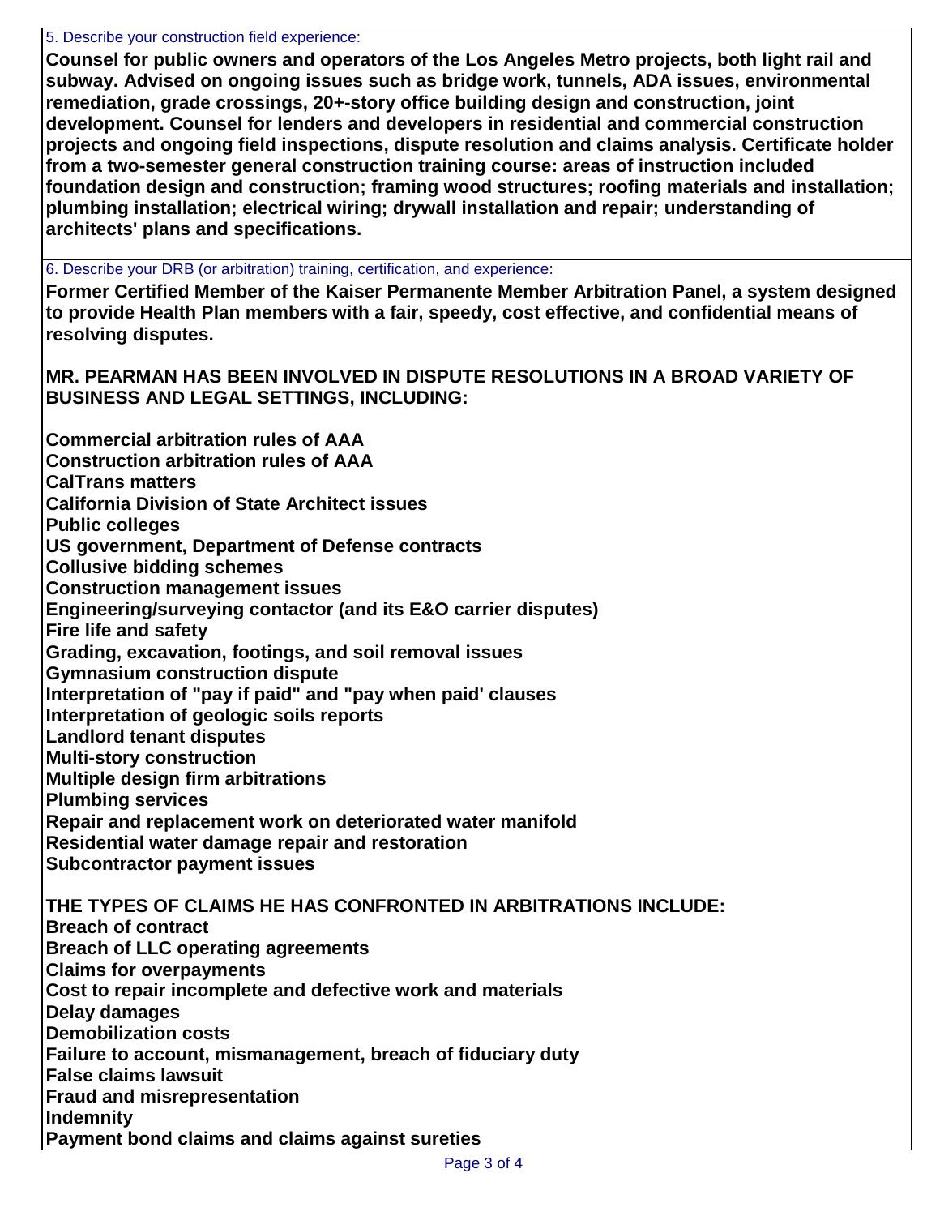5. Describe your construction field experience:

**Counsel for public owners and operators of the Los Angeles Metro projects, both light rail and subway. Advised on ongoing issues such as bridge work, tunnels, ADA issues, environmental remediation, grade crossings, 20+-story office building design and construction, joint development. Counsel for lenders and developers in residential and commercial construction projects and ongoing field inspections, dispute resolution and claims analysis. Certificate holder from a two-semester general construction training course: areas of instruction included foundation design and construction; framing wood structures; roofing materials and installation; plumbing installation; electrical wiring; drywall installation and repair; understanding of architects' plans and specifications.**

6. Describe your DRB (or arbitration) training, certification, and experience:

**Former Certified Member of the Kaiser Permanente Member Arbitration Panel, a system designed to provide Health Plan members with a fair, speedy, cost effective, and confidential means of resolving disputes.**

**MR. PEARMAN HAS BEEN INVOLVED IN DISPUTE RESOLUTIONS IN A BROAD VARIETY OF BUSINESS AND LEGAL SETTINGS, INCLUDING:**

**Commercial arbitration rules of AAA**
**Construction arbitration rules of AAA**
**CalTrans matters**
**California Division of State Architect issues**
**Public colleges**
**US government, Department of Defense contracts**
**Collusive bidding schemes**
**Construction management issues**
**Engineering/surveying contactor (and its E&O carrier disputes)**
**Fire life and safety**
**Grading, excavation, footings, and soil removal issues**
**Gymnasium construction dispute**
**Interpretation of "pay if paid" and "pay when paid' clauses**
**Interpretation of geologic soils reports**
**Landlord tenant disputes**
**Multi-story construction**
**Multiple design firm arbitrations**
**Plumbing services**
**Repair and replacement work on deteriorated water manifold**
**Residential water damage repair and restoration**
**Subcontractor payment issues**

**THE TYPES OF CLAIMS HE HAS CONFRONTED IN ARBITRATIONS INCLUDE:**
**Breach of contract**
**Breach of LLC operating agreements**
**Claims for overpayments**
**Cost to repair incomplete and defective work and materials**
**Delay damages**
**Demobilization costs**
**Failure to account, mismanagement, breach of fiduciary duty**
**False claims lawsuit**
**Fraud and misrepresentation**
**Indemnity**
**Payment bond claims and claims against sureties**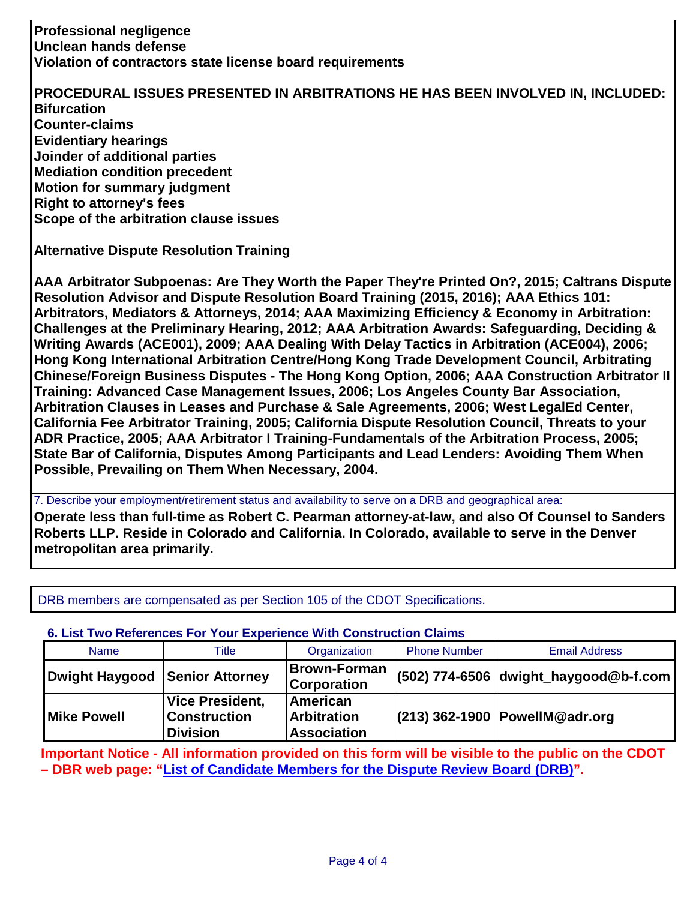**Professional negligence**
**Unclean hands defense**
**Violation of contractors state license board requirements**

**PROCEDURAL ISSUES PRESENTED IN ARBITRATIONS HE HAS BEEN INVOLVED IN, INCLUDED:**
**Bifurcation**
**Counter-claims**
**Evidentiary hearings**
**Joinder of additional parties**
**Mediation condition precedent**
**Motion for summary judgment**
**Right to attorney's fees**
**Scope of the arbitration clause issues**

**Alternative Dispute Resolution Training**

**AAA Arbitrator Subpoenas: Are They Worth the Paper They're Printed On?, 2015; Caltrans Dispute Resolution Advisor and Dispute Resolution Board Training (2015, 2016); AAA Ethics 101: Arbitrators, Mediators & Attorneys, 2014; AAA Maximizing Efficiency & Economy in Arbitration: Challenges at the Preliminary Hearing, 2012; AAA Arbitration Awards: Safeguarding, Deciding & Writing Awards (ACE001), 2009; AAA Dealing With Delay Tactics in Arbitration (ACE004), 2006; Hong Kong International Arbitration Centre/Hong Kong Trade Development Council, Arbitrating Chinese/Foreign Business Disputes - The Hong Kong Option, 2006; AAA Construction Arbitrator II Training: Advanced Case Management Issues, 2006; Los Angeles County Bar Association, Arbitration Clauses in Leases and Purchase & Sale Agreements, 2006; West LegalEd Center, California Fee Arbitrator Training, 2005; California Dispute Resolution Council, Threats to your ADR Practice, 2005; AAA Arbitrator I Training-Fundamentals of the Arbitration Process, 2005; State Bar of California, Disputes Among Participants and Lead Lenders: Avoiding Them When Possible, Prevailing on Them When Necessary, 2004.**

7. Describe your employment/retirement status and availability to serve on a DRB and geographical area:

**Operate less than full-time as Robert C. Pearman attorney-at-law, and also Of Counsel to Sanders Roberts LLP. Reside in Colorado and California. In Colorado, available to serve in the Denver metropolitan area primarily.**

DRB members are compensated as per Section 105 of the CDOT Specifications.

### 6. List Two References For Your Experience With Construction Claims

| Name | Title | Organization | Phone Number | Email Address |
|---|---|---|---|---|
| **Dwight Haygood** | **Senior Attorney** | **Brown-Forman Corporation** | **(502) 774-6506** | **dwight_haygood@b-f.com** |
| **Mike Powell** | **Vice President, Construction Division** | **American Arbitration Association** | **(213) 362-1900** | **PowellM@adr.org** |

**Important Notice - All information provided on this form will be visible to the public on the CDOT – DBR web page: "List of Candidate Members for the Dispute Review Board (DRB)".**